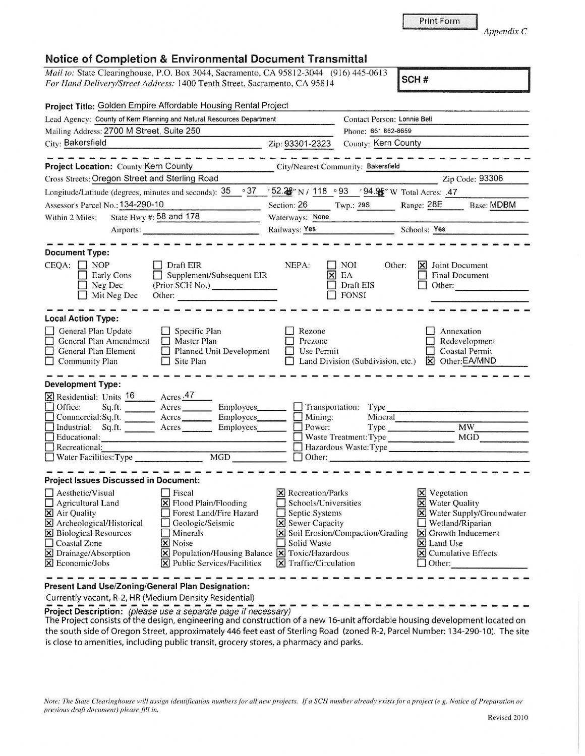Print Form

*Appendix C*

## Notice of Completion & Environmental Document Transmittal

*Mail to:* State Clearinghouse, P.O. Box 3044, Sacramento, CA 95812-3044 (916) 445-0613
*For Hand Delivery/Street Address:* 1400 Tenth Street, Sacramento, CA 95814

**SCH #**

**Project Title:** Golden Empire Affordable Housing Rental Project

Lead Agency: County of Kern Planning and Natural Resources Department
Contact Person: Lonnie Bell
Mailing Address: 2700 M Street, Suite 250
Phone: 661 862-8659
City: Bakersfield
Zip: 93301-2323
County: Kern County

**Project Location:** County: Kern County
City/Nearest Community: Bakersfield
Cross Streets: Oregon Street and Sterling Road
Zip Code: 93306
Longitude/Latitude (degrees, minutes and seconds): 35 °37 ′52.28″ N / 118 °93 ′94.95″ W
Total Acres: .47
Assessor's Parcel No.: 134-290-10
Section: 26
Twp.: 29S
Range: 28E
Base: MDBM
Within 2 Miles: State Hwy #: 58 and 178
Waterways: None
Airports:
Railways: Yes
Schools: Yes

**Document Type:**

CEQA: ☐ NOP ☐ Early Cons ☐ Neg Dec ☐ Mit Neg Dec ☐ Draft EIR ☐ Supplement/Subsequent EIR (Prior SCH No.) ____ Other: ____

NEPA: ☐ NOI ☒ EA ☐ Draft EIS ☐ FONSI

Other: ☒ Joint Document ☐ Final Document ☐ Other: ____

**Local Action Type:**

☐ General Plan Update ☐ General Plan Amendment ☐ General Plan Element ☐ Community Plan ☐ Specific Plan ☐ Master Plan ☐ Planned Unit Development ☐ Site Plan ☐ Rezone ☐ Prezone ☐ Use Permit ☐ Land Division (Subdivision, etc.) ☐ Annexation ☐ Redevelopment ☐ Coastal Permit ☒ Other: EA/MND

**Development Type:**

☒ Residential: Units 16 Acres .47
☐ Office: Sq.ft. ____ Acres ____ Employees ____
☐ Commercial: Sq.ft. ____ Acres ____ Employees ____
☐ Industrial: Sq.ft. ____ Acres ____ Employees ____
☐ Educational: ____
☐ Recreational: ____
☐ Water Facilities: Type ____ MGD ____
☐ Transportation: Type ____
☐ Mining: Mineral ____
☐ Power: Type ____ MW ____
☐ Waste Treatment: Type ____ MGD ____
☐ Hazardous Waste: Type ____
☐ Other: ____

**Project Issues Discussed in Document:**

☐ Aesthetic/Visual
☐ Agricultural Land
☒ Air Quality
☒ Archeological/Historical
☒ Biological Resources
☐ Coastal Zone
☒ Drainage/Absorption
☒ Economic/Jobs
☐ Fiscal
☒ Flood Plain/Flooding
☐ Forest Land/Fire Hazard
☐ Geologic/Seismic
☐ Minerals
☒ Noise
☒ Population/Housing Balance
☒ Public Services/Facilities
☒ Recreation/Parks
☐ Schools/Universities
☐ Septic Systems
☒ Sewer Capacity
☒ Soil Erosion/Compaction/Grading
☐ Solid Waste
☒ Toxic/Hazardous
☒ Traffic/Circulation
☒ Vegetation
☒ Water Quality
☒ Water Supply/Groundwater
☐ Wetland/Riparian
☒ Growth Inducement
☒ Land Use
☒ Cumulative Effects
☐ Other: ____

**Present Land Use/Zoning/General Plan Designation:**

Currently vacant, R-2, HR (Medium Density Residential)

**Project Description:** *(please use a separate page if necessary)*

The Project consists of the design, engineering and construction of a new 16-unit affordable housing development located on the south side of Oregon Street, approximately 446 feet east of Sterling Road (zoned R-2, Parcel Number: 134-290-10). The site is close to amenities, including public transit, grocery stores, a pharmacy and parks.

*Note: The State Clearinghouse will assign identification numbers for all new projects. If a SCH number already exists for a project (e.g. Notice of Preparation or previous draft document) please fill in.*

Revised 2010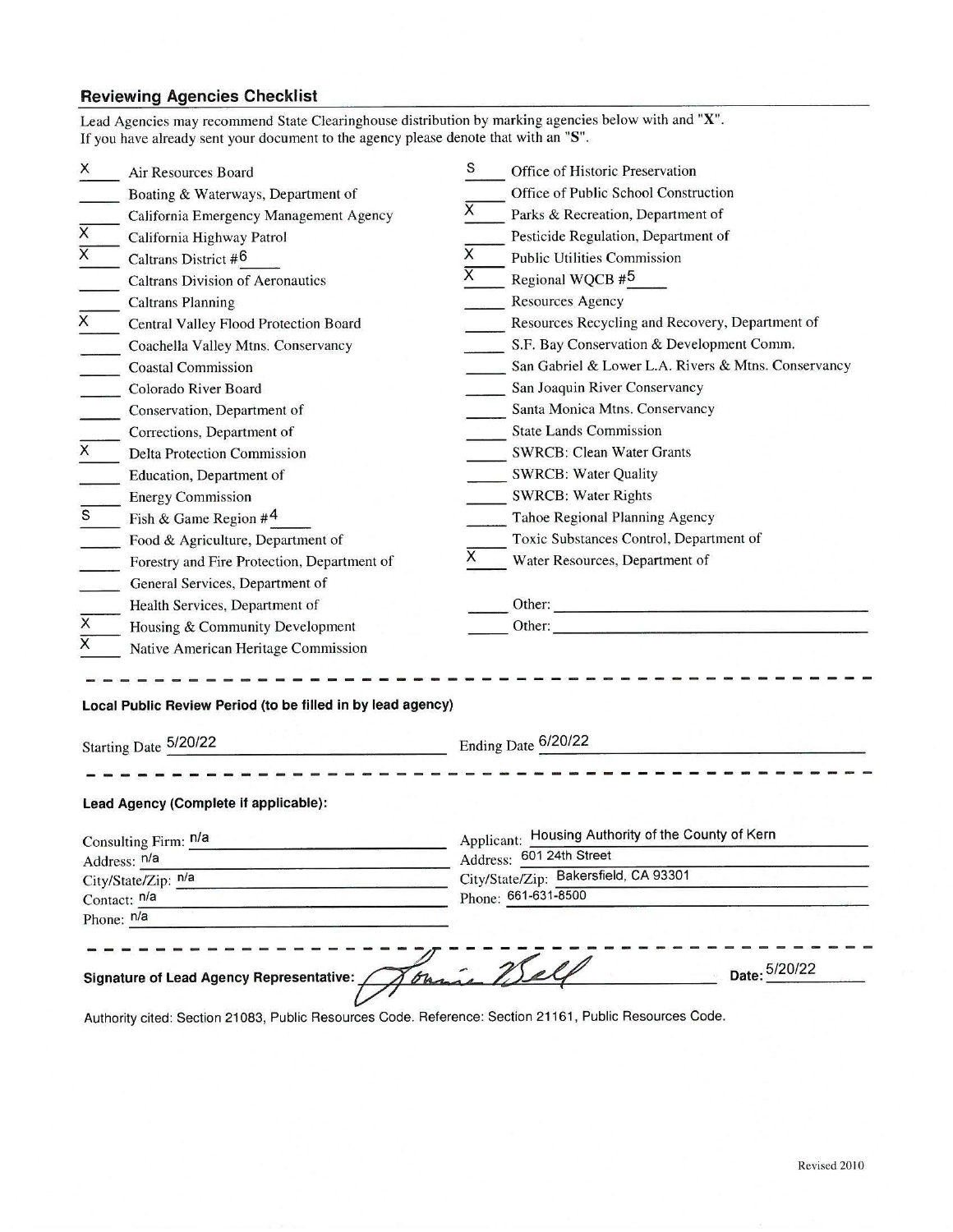## Reviewing Agencies Checklist

Lead Agencies may recommend State Clearinghouse distribution by marking agencies below with and "X".
If you have already sent your document to the agency please denote that with an "S".

X ____ Air Resources Board
____ Boating & Waterways, Department of
____ California Emergency Management Agency
X ____ California Highway Patrol
X ____ Caltrans District # 6
____ Caltrans Division of Aeronautics
____ Caltrans Planning
X ____ Central Valley Flood Protection Board
____ Coachella Valley Mtns. Conservancy
____ Coastal Commission
____ Colorado River Board
____ Conservation, Department of
____ Corrections, Department of
X ____ Delta Protection Commission
____ Education, Department of
____ Energy Commission
S ____ Fish & Game Region # 4
____ Food & Agriculture, Department of
____ Forestry and Fire Protection, Department of
____ General Services, Department of
____ Health Services, Department of
X ____ Housing & Community Development
X ____ Native American Heritage Commission

S ____ Office of Historic Preservation
____ Office of Public School Construction
X ____ Parks & Recreation, Department of
____ Pesticide Regulation, Department of
X ____ Public Utilities Commission
X ____ Regional WQCB # 5
____ Resources Agency
____ Resources Recycling and Recovery, Department of
____ S.F. Bay Conservation & Development Comm.
____ San Gabriel & Lower L.A. Rivers & Mtns. Conservancy
____ San Joaquin River Conservancy
____ Santa Monica Mtns. Conservancy
____ State Lands Commission
____ SWRCB: Clean Water Grants
____ SWRCB: Water Quality
____ SWRCB: Water Rights
____ Tahoe Regional Planning Agency
____ Toxic Substances Control, Department of
X ____ Water Resources, Department of

____ Other: ____________
____ Other: ____________

---

### Local Public Review Period (to be filled in by lead agency)

Starting Date 5/20/22 Ending Date 6/20/22

---

### Lead Agency (Complete if applicable):

Consulting Firm: n/a
Address: n/a
City/State/Zip: n/a
Contact: n/a
Phone: n/a

Applicant: Housing Authority of the County of Kern
Address: 601 24th Street
City/State/Zip: Bakersfield, CA 93301
Phone: 661-631-8500

---

**Signature of Lead Agency Representative:** Lonnie Bell **Date:** 5/20/22

Authority cited: Section 21083, Public Resources Code. Reference: Section 21161, Public Resources Code.

Revised 2010